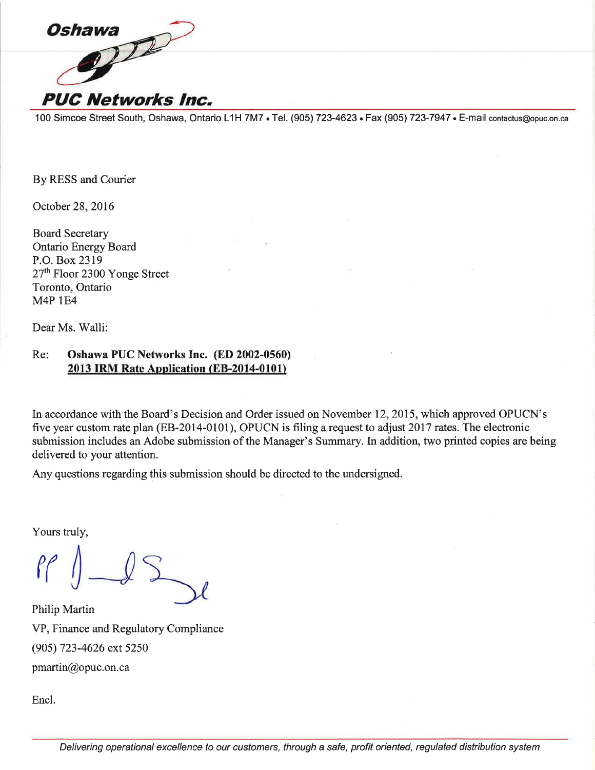**Oshawa PUC Networks Inc.**

100 Simcoe Street South, Oshawa, Ontario L1H 7M7 • Tel. (905) 723-4623 • Fax (905) 723-7947 • E-mail contactus@opuc.on.ca

By RESS and Courier

October 28, 2016

Board Secretary
Ontario Energy Board
P.O. Box 2319
27th Floor 2300 Yonge Street
Toronto, Ontario
M4P 1E4

Dear Ms. Walli:

Re: **Oshawa PUC Networks Inc. (ED 2002-0560)**
**2013 IRM Rate Application (EB-2014-0101)**

In accordance with the Board's Decision and Order issued on November 12, 2015, which approved OPUCN's five year custom rate plan (EB-2014-0101), OPUCN is filing a request to adjust 2017 rates. The electronic submission includes an Adobe submission of the Manager's Summary. In addition, two printed copies are being delivered to your attention.

Any questions regarding this submission should be directed to the undersigned.

Yours truly,

Philip Martin
VP, Finance and Regulatory Compliance
(905) 723-4626 ext 5250
pmartin@opuc.on.ca

Encl.

*Delivering operational excellence to our customers, through a safe, profit oriented, regulated distribution system*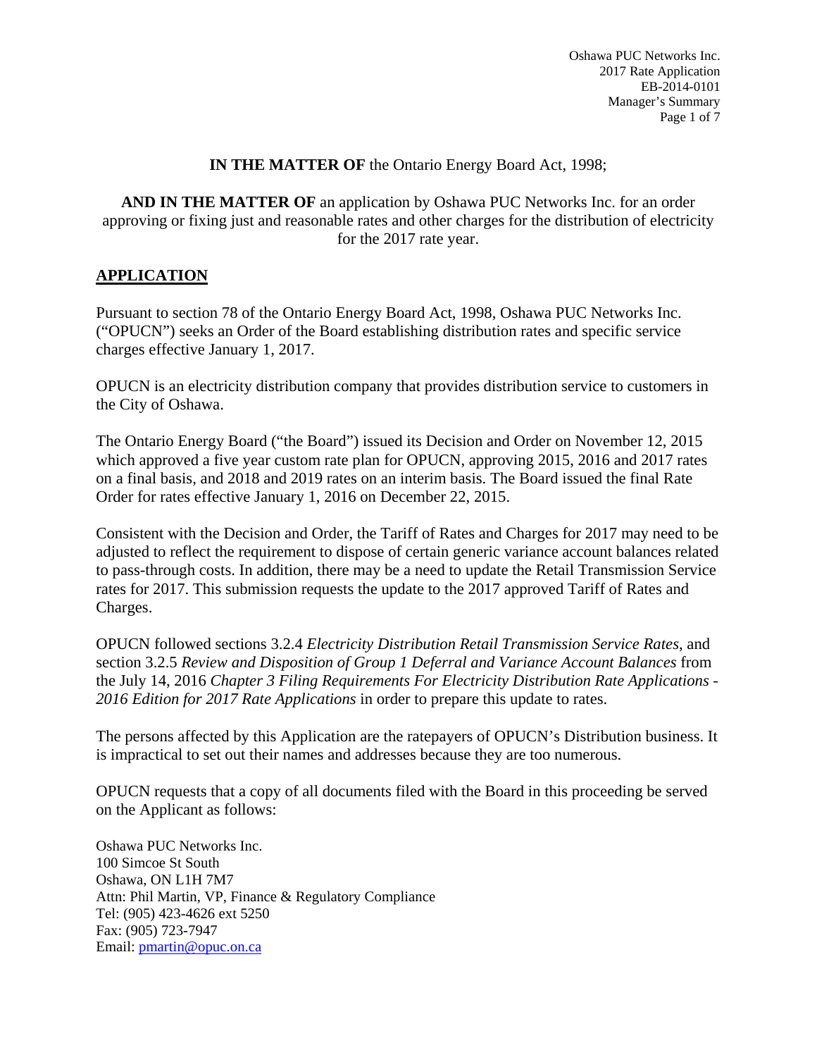**IN THE MATTER OF** the Ontario Energy Board Act, 1998;

**AND IN THE MATTER OF** an application by Oshawa PUC Networks Inc. for an order approving or fixing just and reasonable rates and other charges for the distribution of electricity for the 2017 rate year.

## APPLICATION

Pursuant to section 78 of the Ontario Energy Board Act, 1998, Oshawa PUC Networks Inc. ("OPUCN") seeks an Order of the Board establishing distribution rates and specific service charges effective January 1, 2017.

OPUCN is an electricity distribution company that provides distribution service to customers in the City of Oshawa.

The Ontario Energy Board ("the Board") issued its Decision and Order on November 12, 2015 which approved a five year custom rate plan for OPUCN, approving 2015, 2016 and 2017 rates on a final basis, and 2018 and 2019 rates on an interim basis. The Board issued the final Rate Order for rates effective January 1, 2016 on December 22, 2015.

Consistent with the Decision and Order, the Tariff of Rates and Charges for 2017 may need to be adjusted to reflect the requirement to dispose of certain generic variance account balances related to pass-through costs. In addition, there may be a need to update the Retail Transmission Service rates for 2017. This submission requests the update to the 2017 approved Tariff of Rates and Charges.

OPUCN followed sections 3.2.4 *Electricity Distribution Retail Transmission Service Rates,* and section 3.2.5 *Review and Disposition of Group 1 Deferral and Variance Account Balances* from the July 14, 2016 *Chapter 3 Filing Requirements For Electricity Distribution Rate Applications - 2016 Edition for 2017 Rate Applications* in order to prepare this update to rates.

The persons affected by this Application are the ratepayers of OPUCN's Distribution business. It is impractical to set out their names and addresses because they are too numerous.

OPUCN requests that a copy of all documents filed with the Board in this proceeding be served on the Applicant as follows:

Oshawa PUC Networks Inc.
100 Simcoe St South
Oshawa, ON L1H 7M7
Attn: Phil Martin, VP, Finance & Regulatory Compliance
Tel: (905) 423-4626 ext 5250
Fax: (905) 723-7947
Email: pmartin@opuc.on.ca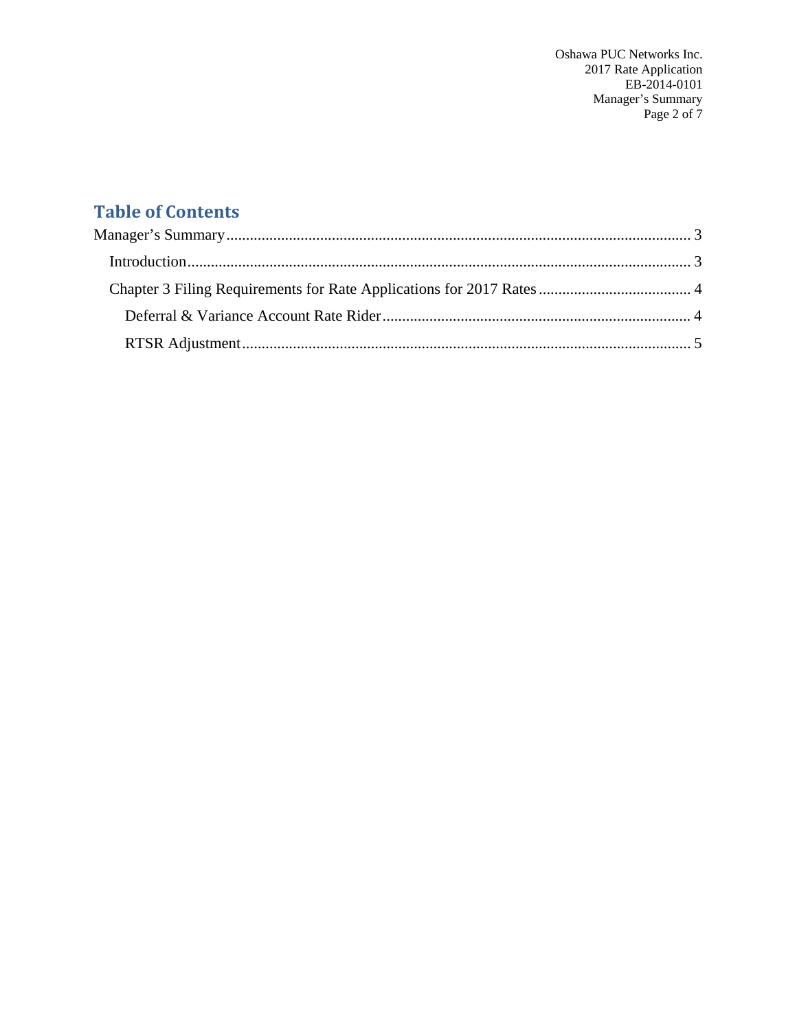## Table of Contents

Manager's Summary ........................................................................................................................ 3

- Introduction ................................................................................................................................ 3
- Chapter 3 Filing Requirements for Rate Applications for 2017 Rates ....................................... 4
  - Deferral & Variance Account Rate Rider .............................................................................. 4
  - RTSR Adjustment .................................................................................................................. 5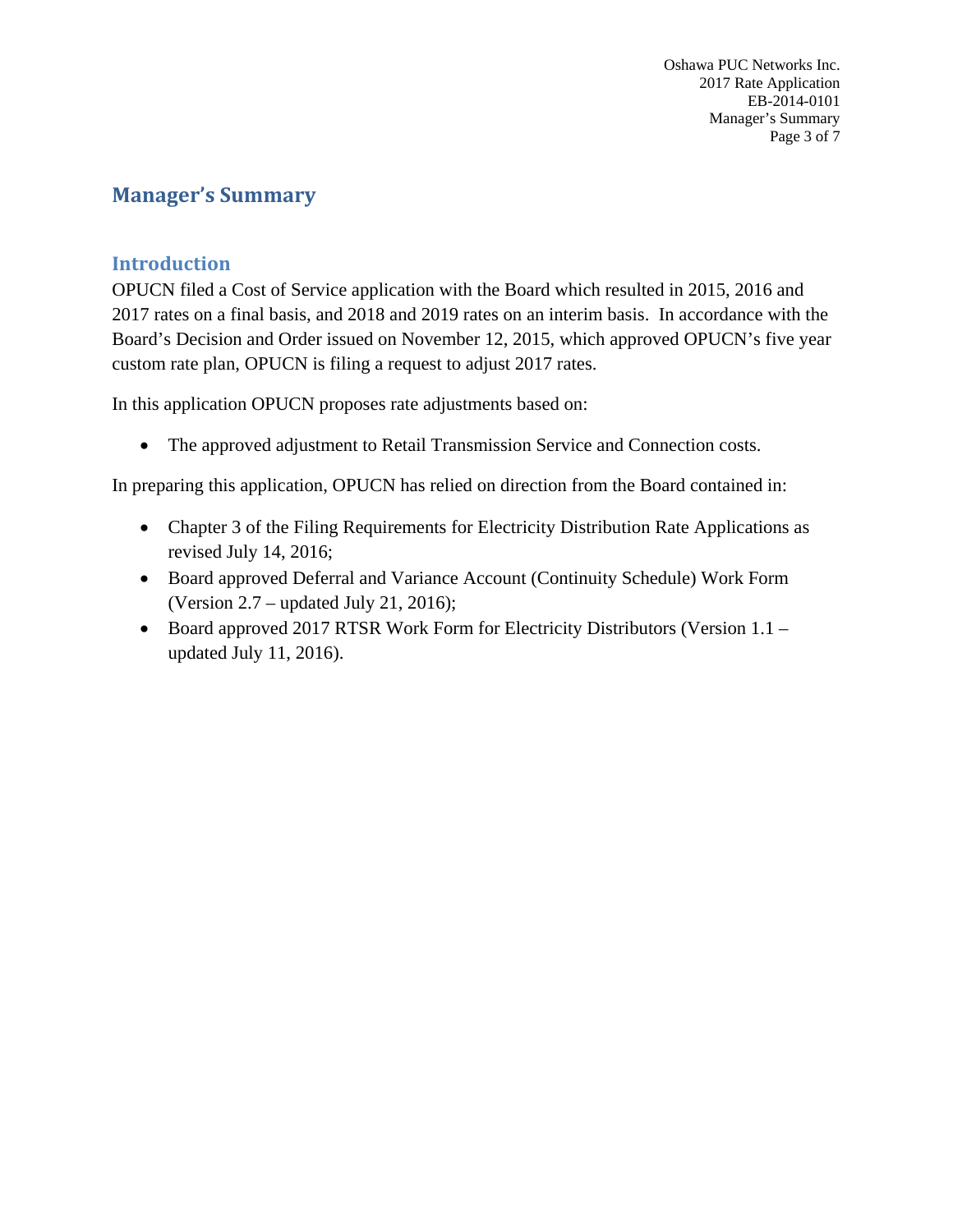# Manager's Summary

## Introduction

OPUCN filed a Cost of Service application with the Board which resulted in 2015, 2016 and 2017 rates on a final basis, and 2018 and 2019 rates on an interim basis. In accordance with the Board's Decision and Order issued on November 12, 2015, which approved OPUCN's five year custom rate plan, OPUCN is filing a request to adjust 2017 rates.

In this application OPUCN proposes rate adjustments based on:

- The approved adjustment to Retail Transmission Service and Connection costs.

In preparing this application, OPUCN has relied on direction from the Board contained in:

- Chapter 3 of the Filing Requirements for Electricity Distribution Rate Applications as revised July 14, 2016;
- Board approved Deferral and Variance Account (Continuity Schedule) Work Form (Version 2.7 – updated July 21, 2016);
- Board approved 2017 RTSR Work Form for Electricity Distributors (Version 1.1 – updated July 11, 2016).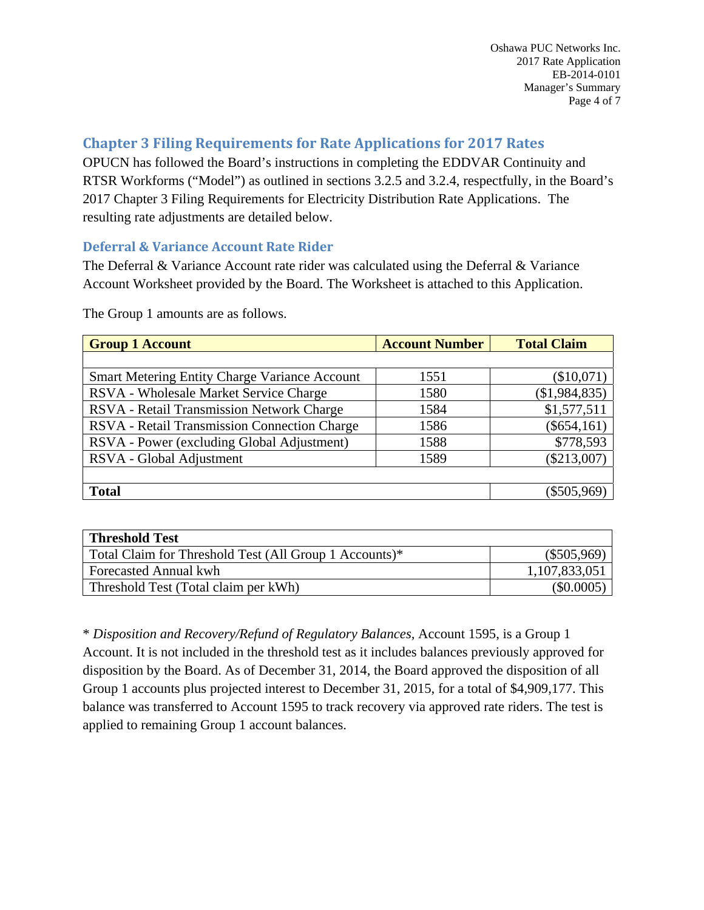## Chapter 3 Filing Requirements for Rate Applications for 2017 Rates

OPUCN has followed the Board's instructions in completing the EDDVAR Continuity and RTSR Workforms ("Model") as outlined in sections 3.2.5 and 3.2.4, respectfully, in the Board's 2017 Chapter 3 Filing Requirements for Electricity Distribution Rate Applications. The resulting rate adjustments are detailed below.

### Deferral & Variance Account Rate Rider

The Deferral & Variance Account rate rider was calculated using the Deferral & Variance Account Worksheet provided by the Board. The Worksheet is attached to this Application.

The Group 1 amounts are as follows.

| Group 1 Account | Account Number | Total Claim |
|---|---|---|
| | | |
| Smart Metering Entity Charge Variance Account | 1551 | ($10,071) |
| RSVA - Wholesale Market Service Charge | 1580 | ($1,984,835) |
| RSVA - Retail Transmission Network Charge | 1584 | $1,577,511 |
| RSVA - Retail Transmission Connection Charge | 1586 | ($654,161) |
| RSVA - Power (excluding Global Adjustment) | 1588 | $778,593 |
| RSVA - Global Adjustment | 1589 | ($213,007) |
| | | |
| **Total** | | ($505,969) |

| Threshold Test | |
|---|---|
| Total Claim for Threshold Test (All Group 1 Accounts)* | ($505,969) |
| Forecasted Annual kwh | 1,107,833,051 |
| Threshold Test (Total claim per kWh) | ($0.0005) |

* *Disposition and Recovery/Refund of Regulatory Balances*, Account 1595, is a Group 1 Account. It is not included in the threshold test as it includes balances previously approved for disposition by the Board. As of December 31, 2014, the Board approved the disposition of all Group 1 accounts plus projected interest to December 31, 2015, for a total of $4,909,177. This balance was transferred to Account 1595 to track recovery via approved rate riders. The test is applied to remaining Group 1 account balances.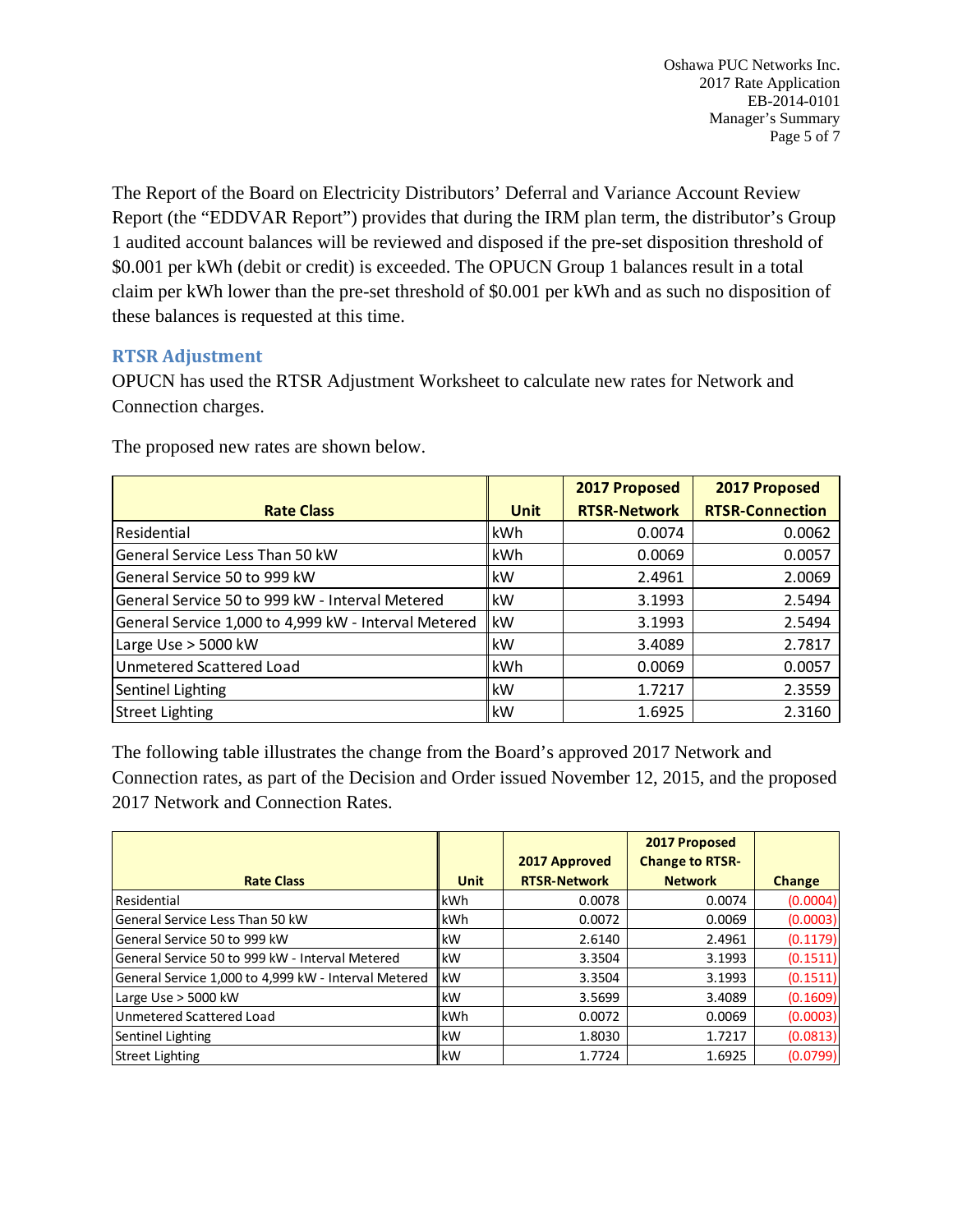The Report of the Board on Electricity Distributors' Deferral and Variance Account Review Report (the "EDDVAR Report") provides that during the IRM plan term, the distributor's Group 1 audited account balances will be reviewed and disposed if the pre-set disposition threshold of \$0.001 per kWh (debit or credit) is exceeded. The OPUCN Group 1 balances result in a total claim per kWh lower than the pre-set threshold of \$0.001 per kWh and as such no disposition of these balances is requested at this time.

## RTSR Adjustment

OPUCN has used the RTSR Adjustment Worksheet to calculate new rates for Network and Connection charges.

The proposed new rates are shown below.

| Rate Class | Unit | 2017 Proposed RTSR-Network | 2017 Proposed RTSR-Connection |
|---|---|---|---|
| Residential | kWh | 0.0074 | 0.0062 |
| General Service Less Than 50 kW | kWh | 0.0069 | 0.0057 |
| General Service 50 to 999 kW | kW | 2.4961 | 2.0069 |
| General Service 50 to 999 kW - Interval Metered | kW | 3.1993 | 2.5494 |
| General Service 1,000 to 4,999 kW - Interval Metered | kW | 3.1993 | 2.5494 |
| Large Use > 5000 kW | kW | 3.4089 | 2.7817 |
| Unmetered Scattered Load | kWh | 0.0069 | 0.0057 |
| Sentinel Lighting | kW | 1.7217 | 2.3559 |
| Street Lighting | kW | 1.6925 | 2.3160 |

The following table illustrates the change from the Board's approved 2017 Network and Connection rates, as part of the Decision and Order issued November 12, 2015, and the proposed 2017 Network and Connection Rates.

| Rate Class | Unit | 2017 Approved RTSR-Network | 2017 Proposed Change to RTSR-Network | Change |
|---|---|---|---|---|
| Residential | kWh | 0.0078 | 0.0074 | (0.0004) |
| General Service Less Than 50 kW | kWh | 0.0072 | 0.0069 | (0.0003) |
| General Service 50 to 999 kW | kW | 2.6140 | 2.4961 | (0.1179) |
| General Service 50 to 999 kW - Interval Metered | kW | 3.3504 | 3.1993 | (0.1511) |
| General Service 1,000 to 4,999 kW - Interval Metered | kW | 3.3504 | 3.1993 | (0.1511) |
| Large Use > 5000 kW | kW | 3.5699 | 3.4089 | (0.1609) |
| Unmetered Scattered Load | kWh | 0.0072 | 0.0069 | (0.0003) |
| Sentinel Lighting | kW | 1.8030 | 1.7217 | (0.0813) |
| Street Lighting | kW | 1.7724 | 1.6925 | (0.0799) |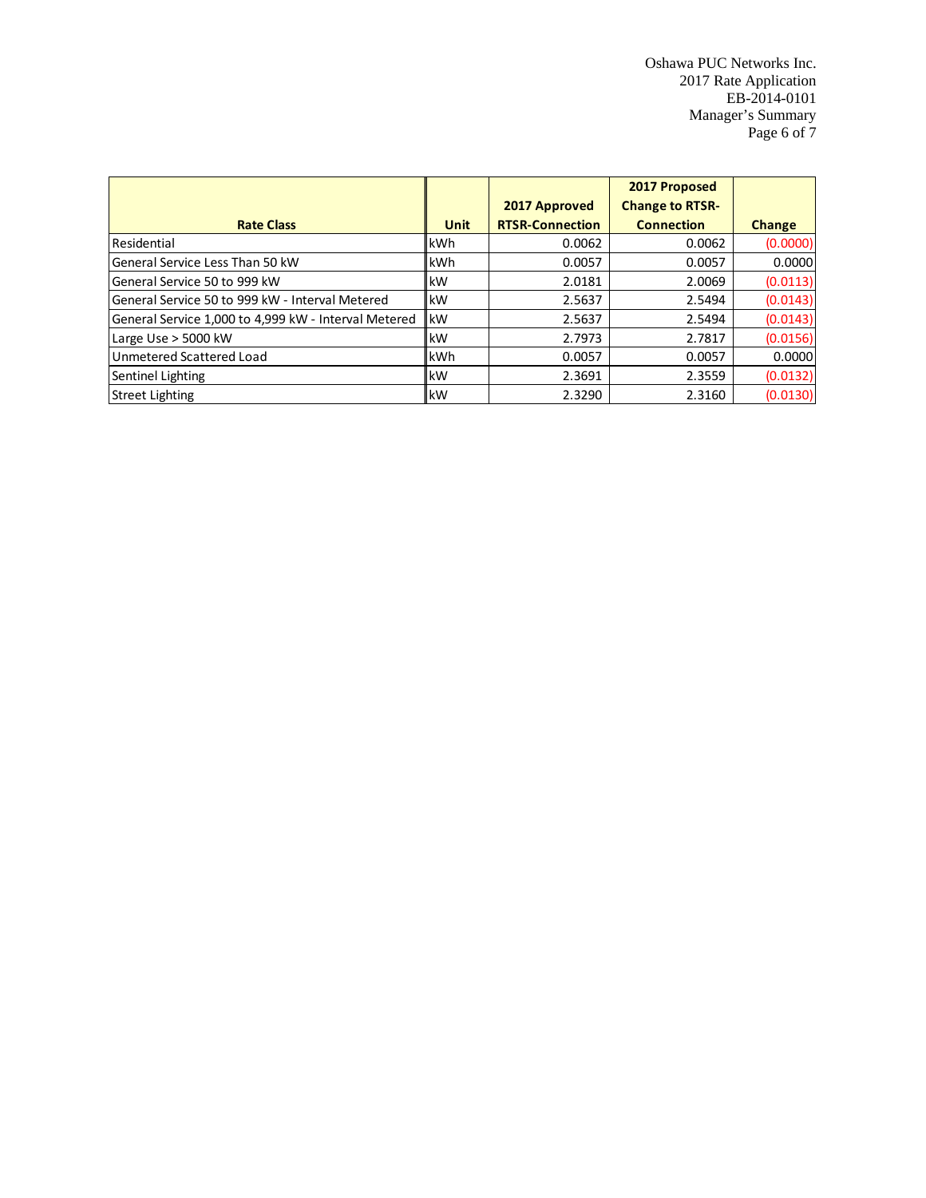| Rate Class | Unit | 2017 Approved RTSR-Connection | 2017 Proposed Change to RTSR-Connection | Change |
|---|---|---|---|---|
| Residential | kWh | 0.0062 | 0.0062 | (0.0000) |
| General Service Less Than 50 kW | kWh | 0.0057 | 0.0057 | 0.0000 |
| General Service 50 to 999 kW | kW | 2.0181 | 2.0069 | (0.0113) |
| General Service 50 to 999 kW - Interval Metered | kW | 2.5637 | 2.5494 | (0.0143) |
| General Service 1,000 to 4,999 kW - Interval Metered | kW | 2.5637 | 2.5494 | (0.0143) |
| Large Use > 5000 kW | kW | 2.7973 | 2.7817 | (0.0156) |
| Unmetered Scattered Load | kWh | 0.0057 | 0.0057 | 0.0000 |
| Sentinel Lighting | kW | 2.3691 | 2.3559 | (0.0132) |
| Street Lighting | kW | 2.3290 | 2.3160 | (0.0130) |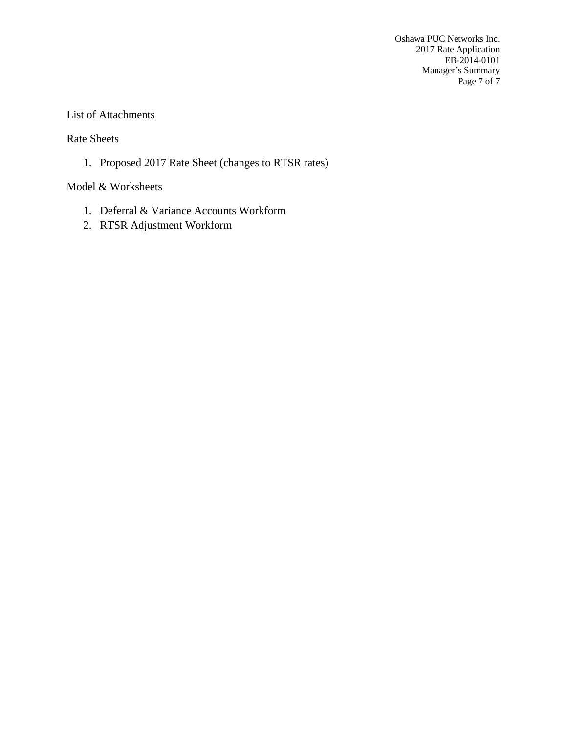## List of Attachments

Rate Sheets

1. Proposed 2017 Rate Sheet (changes to RTSR rates)

Model & Worksheets

1. Deferral & Variance Accounts Workform
2. RTSR Adjustment Workform